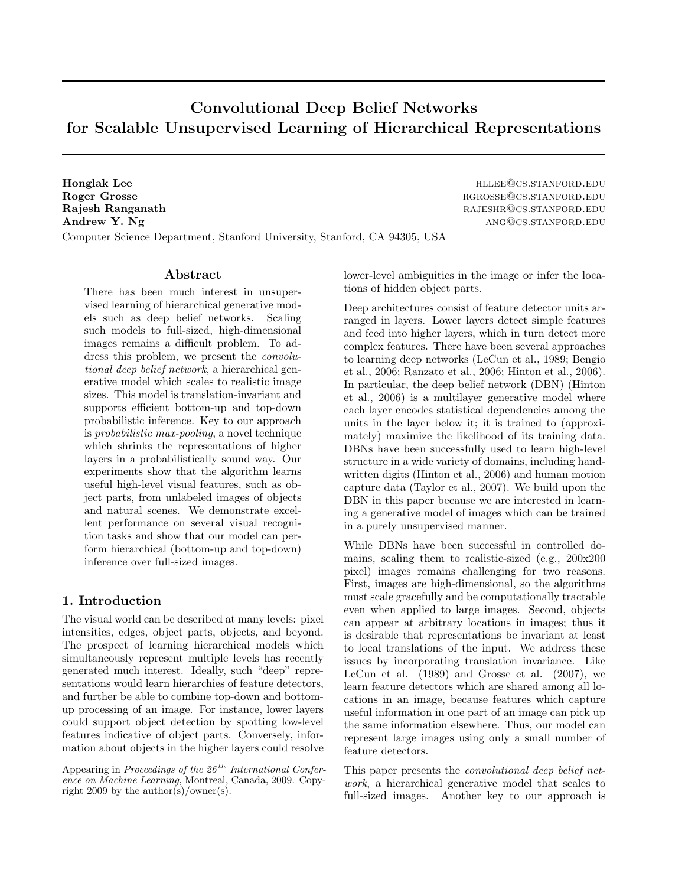# Convolutional Deep Belief Networks for Scalable Unsupervised Learning of Hierarchical Representations

**Honglak Lee** HLLEE@CS.STANFORD.EDU
**Roger Grosse** RGROSSE@CS.STANFORD.EDU
**Rajesh Ranganath** RAJESHR@CS.STANFORD.EDU
**Andrew Y. Ng** ANG@CS.STANFORD.EDU

Computer Science Department, Stanford University, Stanford, CA 94305, USA

## Abstract

There has been much interest in unsupervised learning of hierarchical generative models such as deep belief networks. Scaling such models to full-sized, high-dimensional images remains a difficult problem. To address this problem, we present the *convolutional deep belief network*, a hierarchical generative model which scales to realistic image sizes. This model is translation-invariant and supports efficient bottom-up and top-down probabilistic inference. Key to our approach is *probabilistic max-pooling*, a novel technique which shrinks the representations of higher layers in a probabilistically sound way. Our experiments show that the algorithm learns useful high-level visual features, such as object parts, from unlabeled images of objects and natural scenes. We demonstrate excellent performance on several visual recognition tasks and show that our model can perform hierarchical (bottom-up and top-down) inference over full-sized images.

## 1. Introduction

The visual world can be described at many levels: pixel intensities, edges, object parts, objects, and beyond. The prospect of learning hierarchical models which simultaneously represent multiple levels has recently generated much interest. Ideally, such "deep" representations would learn hierarchies of feature detectors, and further be able to combine top-down and bottom-up processing of an image. For instance, lower layers could support object detection by spotting low-level features indicative of object parts. Conversely, information about objects in the higher layers could resolve lower-level ambiguities in the image or infer the locations of hidden object parts.

Deep architectures consist of feature detector units arranged in layers. Lower layers detect simple features and feed into higher layers, which in turn detect more complex features. There have been several approaches to learning deep networks (LeCun et al., 1989; Bengio et al., 2006; Ranzato et al., 2006; Hinton et al., 2006). In particular, the deep belief network (DBN) (Hinton et al., 2006) is a multilayer generative model where each layer encodes statistical dependencies among the units in the layer below it; it is trained to (approximately) maximize the likelihood of its training data. DBNs have been successfully used to learn high-level structure in a wide variety of domains, including handwritten digits (Hinton et al., 2006) and human motion capture data (Taylor et al., 2007). We build upon the DBN in this paper because we are interested in learning a generative model of images which can be trained in a purely unsupervised manner.

While DBNs have been successful in controlled domains, scaling them to realistic-sized (e.g., 200x200 pixel) images remains challenging for two reasons. First, images are high-dimensional, so the algorithms must scale gracefully and be computationally tractable even when applied to large images. Second, objects can appear at arbitrary locations in images; thus it is desirable that representations be invariant at least to local translations of the input. We address these issues by incorporating translation invariance. Like LeCun et al. (1989) and Grosse et al. (2007), we learn feature detectors which are shared among all locations in an image, because features which capture useful information in one part of an image can pick up the same information elsewhere. Thus, our model can represent large images using only a small number of feature detectors.

This paper presents the *convolutional deep belief network*, a hierarchical generative model that scales to full-sized images. Another key to our approach is

Appearing in *Proceedings of the 26th International Conference on Machine Learning*, Montreal, Canada, 2009. Copyright 2009 by the author(s)/owner(s).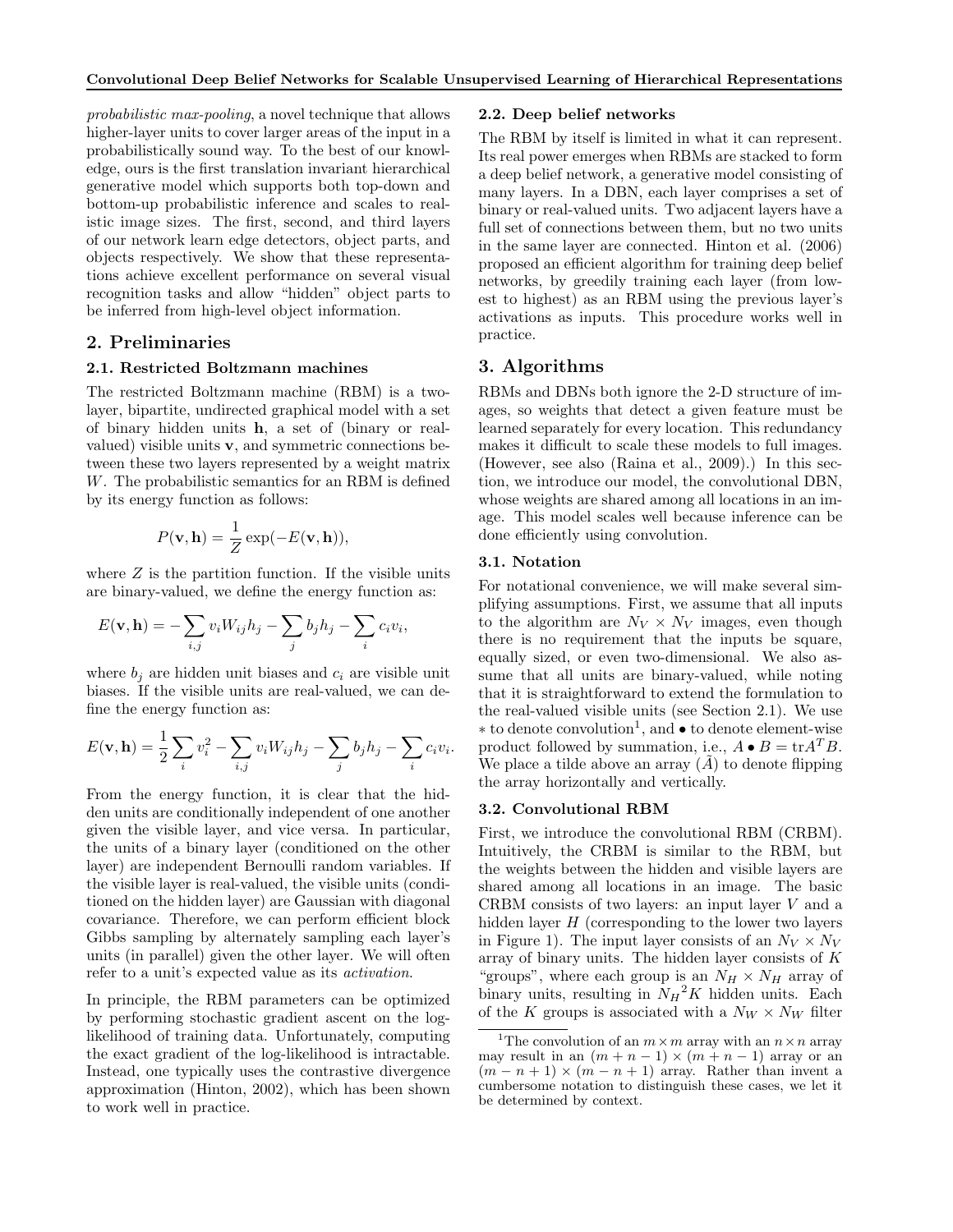*probabilistic max-pooling*, a novel technique that allows higher-layer units to cover larger areas of the input in a probabilistically sound way. To the best of our knowledge, ours is the first translation invariant hierarchical generative model which supports both top-down and bottom-up probabilistic inference and scales to realistic image sizes. The first, second, and third layers of our network learn edge detectors, object parts, and objects respectively. We show that these representations achieve excellent performance on several visual recognition tasks and allow "hidden" object parts to be inferred from high-level object information.

## 2. Preliminaries

### 2.1. Restricted Boltzmann machines

The restricted Boltzmann machine (RBM) is a two-layer, bipartite, undirected graphical model with a set of binary hidden units $\mathbf{h}$, a set of (binary or real-valued) visible units $\mathbf{v}$, and symmetric connections between these two layers represented by a weight matrix $W$. The probabilistic semantics for an RBM is defined by its energy function as follows:

$$P(\mathbf{v}, \mathbf{h}) = \frac{1}{Z} \exp(-E(\mathbf{v}, \mathbf{h})),$$

where $Z$ is the partition function. If the visible units are binary-valued, we define the energy function as:

$$E(\mathbf{v}, \mathbf{h}) = -\sum_{i,j} v_i W_{ij} h_j - \sum_j b_j h_j - \sum_i c_i v_i,$$

where $b_j$ are hidden unit biases and $c_i$ are visible unit biases. If the visible units are real-valued, we can define the energy function as:

$$E(\mathbf{v}, \mathbf{h}) = \frac{1}{2} \sum_i v_i^2 - \sum_{i,j} v_i W_{ij} h_j - \sum_j b_j h_j - \sum_i c_i v_i.$$

From the energy function, it is clear that the hidden units are conditionally independent of one another given the visible layer, and vice versa. In particular, the units of a binary layer (conditioned on the other layer) are independent Bernoulli random variables. If the visible layer is real-valued, the visible units (conditioned on the hidden layer) are Gaussian with diagonal covariance. Therefore, we can perform efficient block Gibbs sampling by alternately sampling each layer's units (in parallel) given the other layer. We will often refer to a unit's expected value as its *activation*.

In principle, the RBM parameters can be optimized by performing stochastic gradient ascent on the log-likelihood of training data. Unfortunately, computing the exact gradient of the log-likelihood is intractable. Instead, one typically uses the contrastive divergence approximation (Hinton, 2002), which has been shown to work well in practice.

### 2.2. Deep belief networks

The RBM by itself is limited in what it can represent. Its real power emerges when RBMs are stacked to form a deep belief network, a generative model consisting of many layers. In a DBN, each layer comprises a set of binary or real-valued units. Two adjacent layers have a full set of connections between them, but no two units in the same layer are connected. Hinton et al. (2006) proposed an efficient algorithm for training deep belief networks, by greedily training each layer (from lowest to highest) as an RBM using the previous layer's activations as inputs. This procedure works well in practice.

## 3. Algorithms

RBMs and DBNs both ignore the 2-D structure of images, so weights that detect a given feature must be learned separately for every location. This redundancy makes it difficult to scale these models to full images. (However, see also (Raina et al., 2009).) In this section, we introduce our model, the convolutional DBN, whose weights are shared among all locations in an image. This model scales well because inference can be done efficiently using convolution.

### 3.1. Notation

For notational convenience, we will make several simplifying assumptions. First, we assume that all inputs to the algorithm are $N_V \times N_V$ images, even though there is no requirement that the inputs be square, equally sized, or even two-dimensional. We also assume that all units are binary-valued, while noting that it is straightforward to extend the formulation to the real-valued visible units (see Section 2.1). We use $*$ to denote convolution[1], and $\bullet$ to denote element-wise product followed by summation, i.e., $A \bullet B = \text{tr}A^T B$. We place a tilde above an array ($\tilde{A}$) to denote flipping the array horizontally and vertically.

### 3.2. Convolutional RBM

First, we introduce the convolutional RBM (CRBM). Intuitively, the CRBM is similar to the RBM, but the weights between the hidden and visible layers are shared among all locations in an image. The basic CRBM consists of two layers: an input layer $V$ and a hidden layer $H$ (corresponding to the lower two layers in Figure 1). The input layer consists of an $N_V \times N_V$ array of binary units. The hidden layer consists of $K$ "groups", where each group is an $N_H \times N_H$ array of binary units, resulting in $N_H{}^2 K$ hidden units. Each of the $K$ groups is associated with a $N_W \times N_W$ filter

[1] The convolution of an $m \times m$ array with an $n \times n$ array may result in an $(m + n - 1) \times (m + n - 1)$ array or an $(m - n + 1) \times (m - n + 1)$ array. Rather than invent a cumbersome notation to distinguish these cases, we let it be determined by context.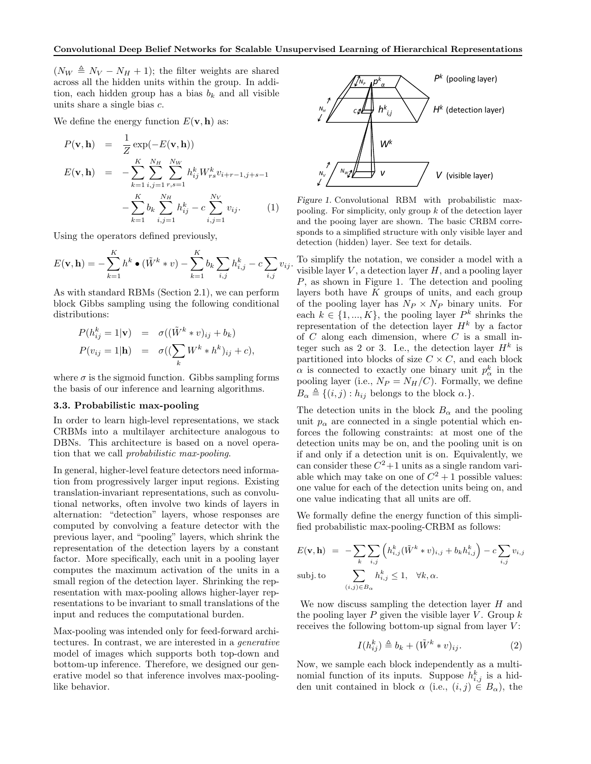($N_W \triangleq N_V - N_H + 1$); the filter weights are shared across all the hidden units within the group. In addition, each hidden group has a bias $b_k$ and all visible units share a single bias $c$.

We define the energy function $E(\mathbf{v}, \mathbf{h})$ as:

$$
\begin{aligned}
P(\mathbf{v}, \mathbf{h}) &= \frac{1}{Z} \exp(-E(\mathbf{v}, \mathbf{h})) \\
E(\mathbf{v}, \mathbf{h}) &= -\sum_{k=1}^{K} \sum_{i,j=1}^{N_H} \sum_{r,s=1}^{N_W} h_{ij}^k W_{rs}^k v_{i+r-1,j+s-1} \\
&\quad - \sum_{k=1}^{K} b_k \sum_{i,j=1}^{N_H} h_{ij}^k - c \sum_{i,j=1}^{N_V} v_{ij}. \qquad (1)
\end{aligned}
$$

Using the operators defined previously,

$$
E(\mathbf{v}, \mathbf{h}) = -\sum_{k=1}^{K} h^k \bullet (\tilde{W}^k * v) - \sum_{k=1}^{K} b_k \sum_{i,j} h_{i,j}^k - c \sum_{i,j} v_{ij}.
$$

As with standard RBMs (Section 2.1), we can perform block Gibbs sampling using the following conditional distributions:

$$
\begin{aligned}
P(h_{ij}^k = 1 | \mathbf{v}) &= \sigma((\tilde{W}^k * v)_{ij} + b_k) \\
P(v_{ij} = 1 | \mathbf{h}) &= \sigma((\sum_k W^k * h^k)_{ij} + c),
\end{aligned}
$$

where $\sigma$ is the sigmoid function. Gibbs sampling forms the basis of our inference and learning algorithms.

### 3.3. Probabilistic max-pooling

In order to learn high-level representations, we stack CRBMs into a multilayer architecture analogous to DBNs. This architecture is based on a novel operation that we call *probabilistic max-pooling*.

In general, higher-level feature detectors need information from progressively larger input regions. Existing translation-invariant representations, such as convolutional networks, often involve two kinds of layers in alternation: "detection" layers, whose responses are computed by convolving a feature detector with the previous layer, and "pooling" layers, which shrink the representation of the detection layers by a constant factor. More specifically, each unit in a pooling layer computes the maximum activation of the units in a small region of the detection layer. Shrinking the representation with max-pooling allows higher-layer representations to be invariant to small translations of the input and reduces the computational burden.

Max-pooling was intended only for feed-forward architectures. In contrast, we are interested in a *generative* model of images which supports both top-down and bottom-up inference. Therefore, we designed our generative model so that inference involves max-pooling-like behavior.

Figure 1. Convolutional RBM with probabilistic max-pooling. For simplicity, only group $k$ of the detection layer and the pooing layer are shown. The basic CRBM corresponds to a simplified structure with only visible layer and detection (hidden) layer. See text for details.

To simplify the notation, we consider a model with a visible layer $V$, a detection layer $H$, and a pooling layer $P$, as shown in Figure 1. The detection and pooling layers both have $K$ groups of units, and each group of the pooling layer has $N_P \times N_P$ binary units. For each $k \in \{1, ..., K\}$, the pooling layer $P^k$ shrinks the representation of the detection layer $H^k$ by a factor of $C$ along each dimension, where $C$ is a small integer such as 2 or 3. I.e., the detection layer $H^k$ is partitioned into blocks of size $C \times C$, and each block $\alpha$ is connected to exactly one binary unit $p_\alpha^k$ in the pooling layer (i.e., $N_P = N_H/C$). Formally, we define $B_\alpha \triangleq \{(i,j) : h_{ij} \text{ belongs to the block } \alpha.\}$.

The detection units in the block $B_\alpha$ and the pooling unit $p_\alpha$ are connected in a single potential which enforces the following constraints: at most one of the detection units may be on, and the pooling unit is on if and only if a detection unit is on. Equivalently, we can consider these $C^2+1$ units as a single random variable which may take on one of $C^2+1$ possible values: one value for each of the detection units being on, and one value indicating that all units are off.

We formally define the energy function of this simplified probabilistic max-pooling-CRBM as follows:

$$
\begin{aligned}
E(\mathbf{v}, \mathbf{h}) &= -\sum_k \sum_{i,j} \left( h_{i,j}^k (\tilde{W}^k * v)_{i,j} + b_k h_{i,j}^k \right) - c \sum_{i,j} v_{i,j} \\
\text{subj. to} & \quad \sum_{(i,j) \in B_\alpha} h_{i,j}^k \leq 1, \quad \forall k, \alpha.
\end{aligned}
$$

We now discuss sampling the detection layer $H$ and the pooling layer $P$ given the visible layer $V$. Group $k$ receives the following bottom-up signal from layer $V$:

$$
I(h_{ij}^k) \triangleq b_k + (\tilde{W}^k * v)_{ij}. \qquad (2)
$$

Now, we sample each block independently as a multinomial function of its inputs. Suppose $h_{i,j}^k$ is a hidden unit contained in block $\alpha$ (i.e., $(i,j) \in B_\alpha$), the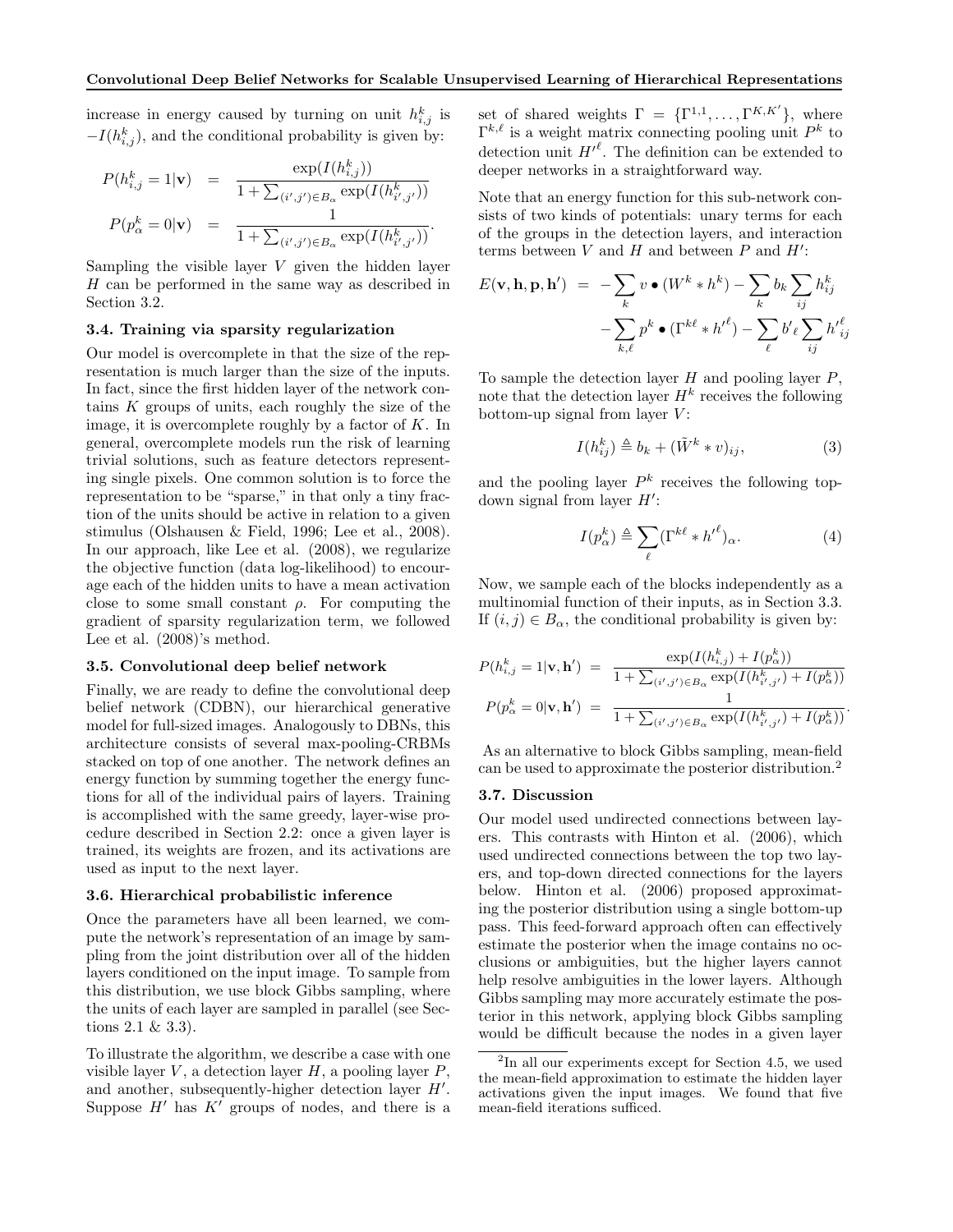increase in energy caused by turning on unit $h^k_{i,j}$ is $-I(h^k_{i,j})$, and the conditional probability is given by:

$$
\begin{aligned}
P(h^k_{i,j} = 1|\mathbf{v}) &= \frac{\exp(I(h^k_{i,j}))}{1 + \sum_{(i',j')\in B_\alpha} \exp(I(h^k_{i',j'}))} \\
P(p^k_\alpha = 0|\mathbf{v}) &= \frac{1}{1 + \sum_{(i',j')\in B_\alpha} \exp(I(h^k_{i',j'}))}.
\end{aligned}
$$

Sampling the visible layer $V$ given the hidden layer $H$ can be performed in the same way as described in Section 3.2.

### 3.4. Training via sparsity regularization

Our model is overcomplete in that the size of the representation is much larger than the size of the inputs. In fact, since the first hidden layer of the network contains $K$ groups of units, each roughly the size of the image, it is overcomplete roughly by a factor of $K$. In general, overcomplete models run the risk of learning trivial solutions, such as feature detectors representing single pixels. One common solution is to force the representation to be "sparse," in that only a tiny fraction of the units should be active in relation to a given stimulus (Olshausen & Field, 1996; Lee et al., 2008). In our approach, like Lee et al. (2008), we regularize the objective function (data log-likelihood) to encourage each of the hidden units to have a mean activation close to some small constant $\rho$. For computing the gradient of sparsity regularization term, we followed Lee et al. (2008)'s method.

### 3.5. Convolutional deep belief network

Finally, we are ready to define the convolutional deep belief network (CDBN), our hierarchical generative model for full-sized images. Analogously to DBNs, this architecture consists of several max-pooling-CRBMs stacked on top of one another. The network defines an energy function by summing together the energy functions for all of the individual pairs of layers. Training is accomplished with the same greedy, layer-wise procedure described in Section 2.2: once a given layer is trained, its weights are frozen, and its activations are used as input to the next layer.

### 3.6. Hierarchical probabilistic inference

Once the parameters have all been learned, we compute the network's representation of an image by sampling from the joint distribution over all of the hidden layers conditioned on the input image. To sample from this distribution, we use block Gibbs sampling, where the units of each layer are sampled in parallel (see Sections 2.1 & 3.3).

To illustrate the algorithm, we describe a case with one visible layer $V$, a detection layer $H$, a pooling layer $P$, and another, subsequently-higher detection layer $H'$. Suppose $H'$ has $K'$ groups of nodes, and there is a set of shared weights $\Gamma = \{\Gamma^{1,1}, \ldots, \Gamma^{K,K'}\}$, where $\Gamma^{k,\ell}$ is a weight matrix connecting pooling unit $P^k$ to detection unit $H'^\ell$. The definition can be extended to deeper networks in a straightforward way.

Note that an energy function for this sub-network consists of two kinds of potentials: unary terms for each of the groups in the detection layers, and interaction terms between $V$ and $H$ and between $P$ and $H'$:

$$
\begin{aligned}
E(\mathbf{v}, \mathbf{h}, \mathbf{p}, \mathbf{h}') = & -\sum_k v \bullet (W^k * h^k) - \sum_k b_k \sum_{ij} h^k_{ij} \\
& -\sum_{k,\ell} p^k \bullet (\Gamma^{k\ell} * h'^\ell) - \sum_\ell b'_\ell \sum_{ij} h'^\ell_{ij}
\end{aligned}
$$

To sample the detection layer $H$ and pooling layer $P$, note that the detection layer $H^k$ receives the following bottom-up signal from layer $V$:

$$
I(h^k_{ij}) \triangleq b_k + (\tilde{W}^k * v)_{ij}, \tag{3}
$$

and the pooling layer $P^k$ receives the following top-down signal from layer $H'$:

$$
I(p^k_\alpha) \triangleq \sum_\ell (\Gamma^{k\ell} * h'^\ell)_\alpha. \tag{4}
$$

Now, we sample each of the blocks independently as a multinomial function of their inputs, as in Section 3.3. If $(i,j) \in B_\alpha$, the conditional probability is given by:

$$
\begin{aligned}
P(h^k_{i,j} = 1|\mathbf{v}, \mathbf{h}') &= \frac{\exp(I(h^k_{i,j}) + I(p^k_\alpha))}{1 + \sum_{(i',j')\in B_\alpha} \exp(I(h^k_{i',j'}) + I(p^k_\alpha))} \\
P(p^k_\alpha = 0|\mathbf{v}, \mathbf{h}') &= \frac{1}{1 + \sum_{(i',j')\in B_\alpha} \exp(I(h^k_{i',j'}) + I(p^k_\alpha))}.
\end{aligned}
$$

As an alternative to block Gibbs sampling, mean-field can be used to approximate the posterior distribution.[2]

### 3.7. Discussion

Our model used undirected connections between layers. This contrasts with Hinton et al. (2006), which used undirected connections between the top two layers, and top-down directed connections for the layers below. Hinton et al. (2006) proposed approximating the posterior distribution using a single bottom-up pass. This feed-forward approach often can effectively estimate the posterior when the image contains no occlusions or ambiguities, but the higher layers cannot help resolve ambiguities in the lower layers. Although Gibbs sampling may more accurately estimate the posterior in this network, applying block Gibbs sampling would be difficult because the nodes in a given layer

[2] In all our experiments except for Section 4.5, we used the mean-field approximation to estimate the hidden layer activations given the input images. We found that five mean-field iterations sufficed.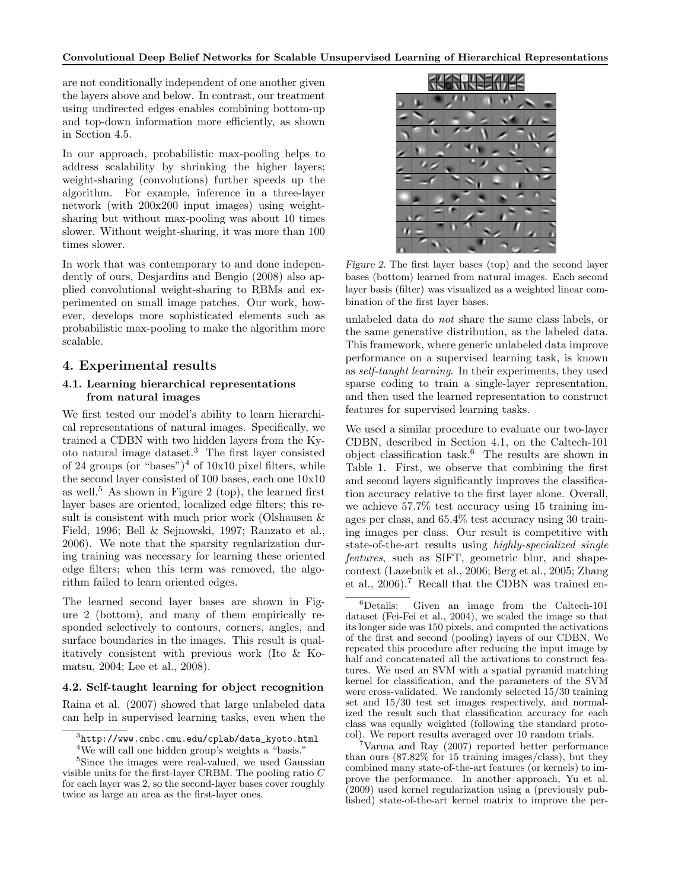are not conditionally independent of one another given the layers above and below. In contrast, our treatment using undirected edges enables combining bottom-up and top-down information more efficiently, as shown in Section 4.5.

In our approach, probabilistic max-pooling helps to address scalability by shrinking the higher layers; weight-sharing (convolutions) further speeds up the algorithm. For example, inference in a three-layer network (with 200x200 input images) using weight-sharing but without max-pooling was about 10 times slower. Without weight-sharing, it was more than 100 times slower.

In work that was contemporary to and done independently of ours, Desjardins and Bengio (2008) also applied convolutional weight-sharing to RBMs and experimented on small image patches. Our work, however, develops more sophisticated elements such as probabilistic max-pooling to make the algorithm more scalable.

## 4. Experimental results

### 4.1. Learning hierarchical representations from natural images

We first tested our model's ability to learn hierarchical representations of natural images. Specifically, we trained a CDBN with two hidden layers from the Kyoto natural image dataset.[3] The first layer consisted of 24 groups (or "bases")[4] of 10x10 pixel filters, while the second layer consisted of 100 bases, each one 10x10 as well.[5] As shown in Figure 2 (top), the learned first layer bases are oriented, localized edge filters; this result is consistent with much prior work (Olshausen & Field, 1996; Bell & Sejnowski, 1997; Ranzato et al., 2006). We note that the sparsity regularization during training was necessary for learning these oriented edge filters; when this term was removed, the algorithm failed to learn oriented edges.

The learned second layer bases are shown in Figure 2 (bottom), and many of them empirically responded selectively to contours, corners, angles, and surface boundaries in the images. This result is qualitatively consistent with previous work (Ito & Komatsu, 2004; Lee et al., 2008).

### 4.2. Self-taught learning for object recognition

Raina et al. (2007) showed that large unlabeled data can help in supervised learning tasks, even when the unlabeled data do *not* share the same class labels, or the same generative distribution, as the labeled data. This framework, where generic unlabeled data improve performance on a supervised learning task, is known as *self-taught learning*. In their experiments, they used sparse coding to train a single-layer representation, and then used the learned representation to construct features for supervised learning tasks.

*Figure 2.* The first layer bases (top) and the second layer bases (bottom) learned from natural images. Each second layer basis (filter) was visualized as a weighted linear combination of the first layer bases.

We used a similar procedure to evaluate our two-layer CDBN, described in Section 4.1, on the Caltech-101 object classification task.[6] The results are shown in Table 1. First, we observe that combining the first and second layers significantly improves the classification accuracy relative to the first layer alone. Overall, we achieve 57.7% test accuracy using 15 training images per class, and 65.4% test accuracy using 30 training images per class. Our result is competitive with state-of-the-art results using *highly-specialized single features*, such as SIFT, geometric blur, and shape-context (Lazebnik et al., 2006; Berg et al., 2005; Zhang et al., 2006).[7] Recall that the CDBN was trained en-

---

[3] http://www.cnbc.cmu.edu/cplab/data_kyoto.html

[4] We will call one hidden group's weights a "basis."

[5] Since the images were real-valued, we used Gaussian visible units for the first-layer CRBM. The pooling ratio $C$ for each layer was 2, so the second-layer bases cover roughly twice as large an area as the first-layer ones.

[6] Details: Given an image from the Caltech-101 dataset (Fei-Fei et al., 2004), we scaled the image so that its longer side was 150 pixels, and computed the activations of the first and second (pooling) layers of our CDBN. We repeated this procedure after reducing the input image by half and concatenated all the activations to construct features. We used an SVM with a spatial pyramid matching kernel for classification, and the parameters of the SVM were cross-validated. We randomly selected 15/30 training set and 15/30 test set images respectively, and normalized the result such that classification accuracy for each class was equally weighted (following the standard protocol). We report results averaged over 10 random trials.

[7] Varma and Ray (2007) reported better performance than ours (87.82% for 15 training images/class), but they combined many state-of-the-art features (or kernels) to improve the performance. In another approach, Yu et al. (2009) used kernel regularization using a (previously published) state-of-the-art kernel matrix to improve the per-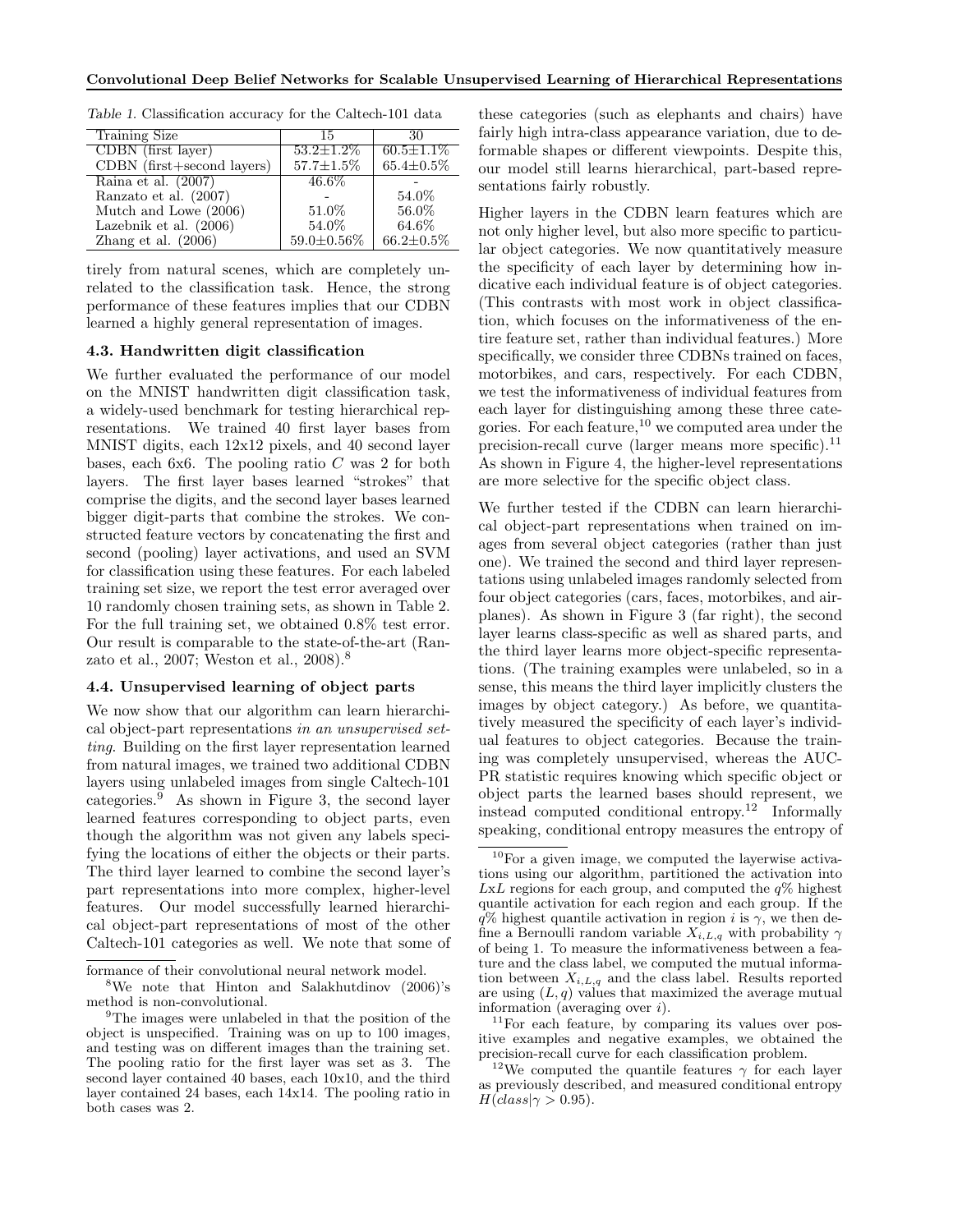Table 1. Classification accuracy for the Caltech-101 data

| Training Size | 15 | 30 |
|---|---|---|
| CDBN (first layer) | 53.2±1.2% | 60.5±1.1% |
| CDBN (first+second layers) | 57.7±1.5% | 65.4±0.5% |
| Raina et al. (2007) | 46.6% | - |
| Ranzato et al. (2007) | - | 54.0% |
| Mutch and Lowe (2006) | 51.0% | 56.0% |
| Lazebnik et al. (2006) | 54.0% | 64.6% |
| Zhang et al. (2006) | 59.0±0.56% | 66.2±0.5% |

tirely from natural scenes, which are completely unrelated to the classification task. Hence, the strong performance of these features implies that our CDBN learned a highly general representation of images.

### 4.3. Handwritten digit classification

We further evaluated the performance of our model on the MNIST handwritten digit classification task, a widely-used benchmark for testing hierarchical representations. We trained 40 first layer bases from MNIST digits, each 12x12 pixels, and 40 second layer bases, each 6x6. The pooling ratio $C$ was 2 for both layers. The first layer bases learned "strokes" that comprise the digits, and the second layer bases learned bigger digit-parts that combine the strokes. We constructed feature vectors by concatenating the first and second (pooling) layer activations, and used an SVM for classification using these features. For each labeled training set size, we report the test error averaged over 10 randomly chosen training sets, as shown in Table 2. For the full training set, we obtained 0.8% test error. Our result is comparable to the state-of-the-art (Ranzato et al., 2007; Weston et al., 2008).[8]

### 4.4. Unsupervised learning of object parts

We now show that our algorithm can learn hierarchical object-part representations *in an unsupervised setting*. Building on the first layer representation learned from natural images, we trained two additional CDBN layers using unlabeled images from single Caltech-101 categories.[9] As shown in Figure 3, the second layer learned features corresponding to object parts, even though the algorithm was not given any labels specifying the locations of either the objects or their parts. The third layer learned to combine the second layer's part representations into more complex, higher-level features. Our model successfully learned hierarchical object-part representations of most of the other Caltech-101 categories as well. We note that some of these categories (such as elephants and chairs) have fairly high intra-class appearance variation, due to deformable shapes or different viewpoints. Despite this, our model still learns hierarchical, part-based representations fairly robustly.

Higher layers in the CDBN learn features which are not only higher level, but also more specific to particular object categories. We now quantitatively measure the specificity of each layer by determining how indicative each individual feature is of object categories. (This contrasts with most work in object classification, which focuses on the informativeness of the entire feature set, rather than individual features.) More specifically, we consider three CDBNs trained on faces, motorbikes, and cars, respectively. For each CDBN, we test the informativeness of individual features from each layer for distinguishing among these three categories. For each feature,[10] we computed area under the precision-recall curve (larger means more specific).[11] As shown in Figure 4, the higher-level representations are more selective for the specific object class.

We further tested if the CDBN can learn hierarchical object-part representations when trained on images from several object categories (rather than just one). We trained the second and third layer representations using unlabeled images randomly selected from four object categories (cars, faces, motorbikes, and airplanes). As shown in Figure 3 (far right), the second layer learns class-specific as well as shared parts, and the third layer learns more object-specific representations. (The training examples were unlabeled, so in a sense, this means the third layer implicitly clusters the images by object category.) As before, we quantitatively measured the specificity of each layer's individual features to object categories. Because the training was completely unsupervised, whereas the AUC-PR statistic requires knowing which specific object or object parts the learned bases should represent, we instead computed conditional entropy.[12] Informally speaking, conditional entropy measures the entropy of

---

formance of their convolutional neural network model.

[8] We note that Hinton and Salakhutdinov (2006)'s method is non-convolutional.

[9] The images were unlabeled in that the position of the object is unspecified. Training was on up to 100 images, and testing was on different images than the training set. The pooling ratio for the first layer was set as 3. The second layer contained 40 bases, each 10x10, and the third layer contained 24 bases, each 14x14. The pooling ratio in both cases was 2.

[10] For a given image, we computed the layerwise activations using our algorithm, partitioned the activation into $LxL$ regions for each group, and computed the $q$% highest quantile activation for each region and each group. If the $q$% highest quantile activation in region $i$ is $\gamma$, we then define a Bernoulli random variable $X_{i,L,q}$ with probability $\gamma$ of being 1. To measure the informativeness between a feature and the class label, we computed the mutual information between $X_{i,L,q}$ and the class label. Results reported are using $(L, q)$ values that maximized the average mutual information (averaging over $i$).

[11] For each feature, by comparing its values over positive examples and negative examples, we obtained the precision-recall curve for each classification problem.

[12] We computed the quantile features $\gamma$ for each layer as previously described, and measured conditional entropy $H(class|\gamma > 0.95)$.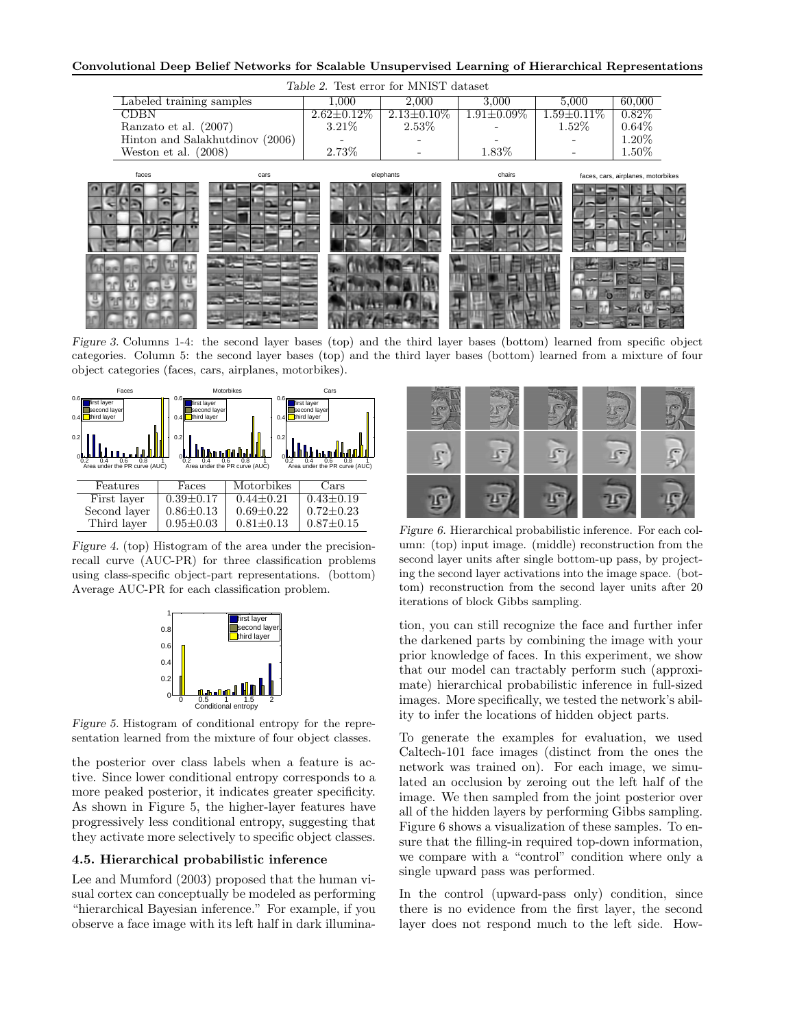*Table 2.* Test error for MNIST dataset

| Labeled training samples | 1,000 | 2,000 | 3,000 | 5,000 | 60,000 |
|---|---|---|---|---|---|
| CDBN | 2.62±0.12% | 2.13±0.10% | 1.91±0.09% | 1.59±0.11% | 0.82% |
| Ranzato et al. (2007) | 3.21% | 2.53% | - | 1.52% | 0.64% |
| Hinton and Salakhutdinov (2006) | - | - | - | - | 1.20% |
| Weston et al. (2008) | 2.73% | - | 1.83% | - | 1.50% |

*Figure 3.* Columns 1-4: the second layer bases (top) and the third layer bases (bottom) learned from specific object categories. Column 5: the second layer bases (top) and the third layer bases (bottom) learned from a mixture of four object categories (faces, cars, airplanes, motorbikes).

| Features | Faces | Motorbikes | Cars |
|---|---|---|---|
| First layer | 0.39±0.17 | 0.44±0.21 | 0.43±0.19 |
| Second layer | 0.86±0.13 | 0.69±0.22 | 0.72±0.23 |
| Third layer | 0.95±0.03 | 0.81±0.13 | 0.87±0.15 |

*Figure 4.* (top) Histogram of the area under the precision-recall curve (AUC-PR) for three classification problems using class-specific object-part representations. (bottom) Average AUC-PR for each classification problem.

*Figure 5.* Histogram of conditional entropy for the representation learned from the mixture of four object classes.

the posterior over class labels when a feature is active. Since lower conditional entropy corresponds to a more peaked posterior, it indicates greater specificity. As shown in Figure 5, the higher-layer features have progressively less conditional entropy, suggesting that they activate more selectively to specific object classes.

### 4.5. Hierarchical probabilistic inference

Lee and Mumford (2003) proposed that the human visual cortex can conceptually be modeled as performing "hierarchical Bayesian inference." For example, if you observe a face image with its left half in dark illumination, you can still recognize the face and further infer the darkened parts by combining the image with your prior knowledge of faces. In this experiment, we show that our model can tractably perform such (approximate) hierarchical probabilistic inference in full-sized images. More specifically, we tested the network's ability to infer the locations of hidden object parts.

*Figure 6.* Hierarchical probabilistic inference. For each column: (top) input image. (middle) reconstruction from the second layer units after single bottom-up pass, by projecting the second layer activations into the image space. (bottom) reconstruction from the second layer units after 20 iterations of block Gibbs sampling.

To generate the examples for evaluation, we used Caltech-101 face images (distinct from the ones the network was trained on). For each image, we simulated an occlusion by zeroing out the left half of the image. We then sampled from the joint posterior over all of the hidden layers by performing Gibbs sampling. Figure 6 shows a visualization of these samples. To ensure that the filling-in required top-down information, we compare with a "control" condition where only a single upward pass was performed.

In the control (upward-pass only) condition, since there is no evidence from the first layer, the second layer does not respond much to the left side. How-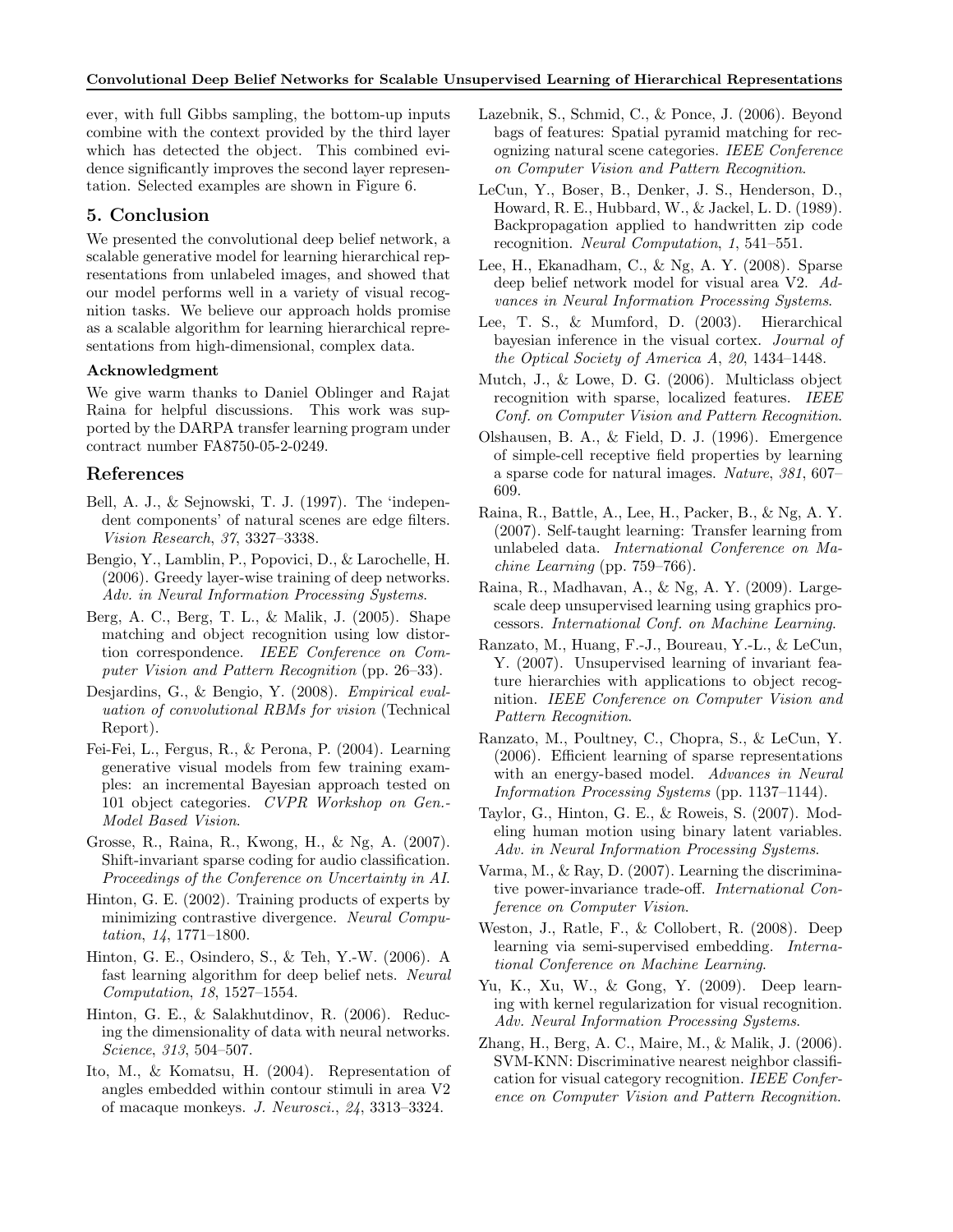ever, with full Gibbs sampling, the bottom-up inputs combine with the context provided by the third layer which has detected the object. This combined evidence significantly improves the second layer representation. Selected examples are shown in Figure 6.

## 5. Conclusion

We presented the convolutional deep belief network, a scalable generative model for learning hierarchical representations from unlabeled images, and showed that our model performs well in a variety of visual recognition tasks. We believe our approach holds promise as a scalable algorithm for learning hierarchical representations from high-dimensional, complex data.

### Acknowledgment

We give warm thanks to Daniel Oblinger and Rajat Raina for helpful discussions. This work was supported by the DARPA transfer learning program under contract number FA8750-05-2-0249.

## References

Bell, A. J., & Sejnowski, T. J. (1997). The 'independent components' of natural scenes are edge filters. *Vision Research*, *37*, 3327–3338.

Bengio, Y., Lamblin, P., Popovici, D., & Larochelle, H. (2006). Greedy layer-wise training of deep networks. *Adv. in Neural Information Processing Systems*.

Berg, A. C., Berg, T. L., & Malik, J. (2005). Shape matching and object recognition using low distortion correspondence. *IEEE Conference on Computer Vision and Pattern Recognition* (pp. 26–33).

Desjardins, G., & Bengio, Y. (2008). *Empirical evaluation of convolutional RBMs for vision* (Technical Report).

Fei-Fei, L., Fergus, R., & Perona, P. (2004). Learning generative visual models from few training examples: an incremental Bayesian approach tested on 101 object categories. *CVPR Workshop on Gen.-Model Based Vision*.

Grosse, R., Raina, R., Kwong, H., & Ng, A. (2007). Shift-invariant sparse coding for audio classification. *Proceedings of the Conference on Uncertainty in AI*.

Hinton, G. E. (2002). Training products of experts by minimizing contrastive divergence. *Neural Computation*, *14*, 1771–1800.

Hinton, G. E., Osindero, S., & Teh, Y.-W. (2006). A fast learning algorithm for deep belief nets. *Neural Computation*, *18*, 1527–1554.

Hinton, G. E., & Salakhutdinov, R. (2006). Reducing the dimensionality of data with neural networks. *Science*, *313*, 504–507.

Ito, M., & Komatsu, H. (2004). Representation of angles embedded within contour stimuli in area V2 of macaque monkeys. *J. Neurosci.*, *24*, 3313–3324.

Lazebnik, S., Schmid, C., & Ponce, J. (2006). Beyond bags of features: Spatial pyramid matching for recognizing natural scene categories. *IEEE Conference on Computer Vision and Pattern Recognition*.

LeCun, Y., Boser, B., Denker, J. S., Henderson, D., Howard, R. E., Hubbard, W., & Jackel, L. D. (1989). Backpropagation applied to handwritten zip code recognition. *Neural Computation*, *1*, 541–551.

Lee, H., Ekanadham, C., & Ng, A. Y. (2008). Sparse deep belief network model for visual area V2. *Advances in Neural Information Processing Systems*.

Lee, T. S., & Mumford, D. (2003). Hierarchical bayesian inference in the visual cortex. *Journal of the Optical Society of America A*, *20*, 1434–1448.

Mutch, J., & Lowe, D. G. (2006). Multiclass object recognition with sparse, localized features. *IEEE Conf. on Computer Vision and Pattern Recognition*.

Olshausen, B. A., & Field, D. J. (1996). Emergence of simple-cell receptive field properties by learning a sparse code for natural images. *Nature*, *381*, 607–609.

Raina, R., Battle, A., Lee, H., Packer, B., & Ng, A. Y. (2007). Self-taught learning: Transfer learning from unlabeled data. *International Conference on Machine Learning* (pp. 759–766).

Raina, R., Madhavan, A., & Ng, A. Y. (2009). Large-scale deep unsupervised learning using graphics processors. *International Conf. on Machine Learning*.

Ranzato, M., Huang, F.-J., Boureau, Y.-L., & LeCun, Y. (2007). Unsupervised learning of invariant feature hierarchies with applications to object recognition. *IEEE Conference on Computer Vision and Pattern Recognition*.

Ranzato, M., Poultney, C., Chopra, S., & LeCun, Y. (2006). Efficient learning of sparse representations with an energy-based model. *Advances in Neural Information Processing Systems* (pp. 1137–1144).

Taylor, G., Hinton, G. E., & Roweis, S. (2007). Modeling human motion using binary latent variables. *Adv. in Neural Information Processing Systems*.

Varma, M., & Ray, D. (2007). Learning the discriminative power-invariance trade-off. *International Conference on Computer Vision*.

Weston, J., Ratle, F., & Collobert, R. (2008). Deep learning via semi-supervised embedding. *International Conference on Machine Learning*.

Yu, K., Xu, W., & Gong, Y. (2009). Deep learning with kernel regularization for visual recognition. *Adv. Neural Information Processing Systems*.

Zhang, H., Berg, A. C., Maire, M., & Malik, J. (2006). SVM-KNN: Discriminative nearest neighbor classification for visual category recognition. *IEEE Conference on Computer Vision and Pattern Recognition*.